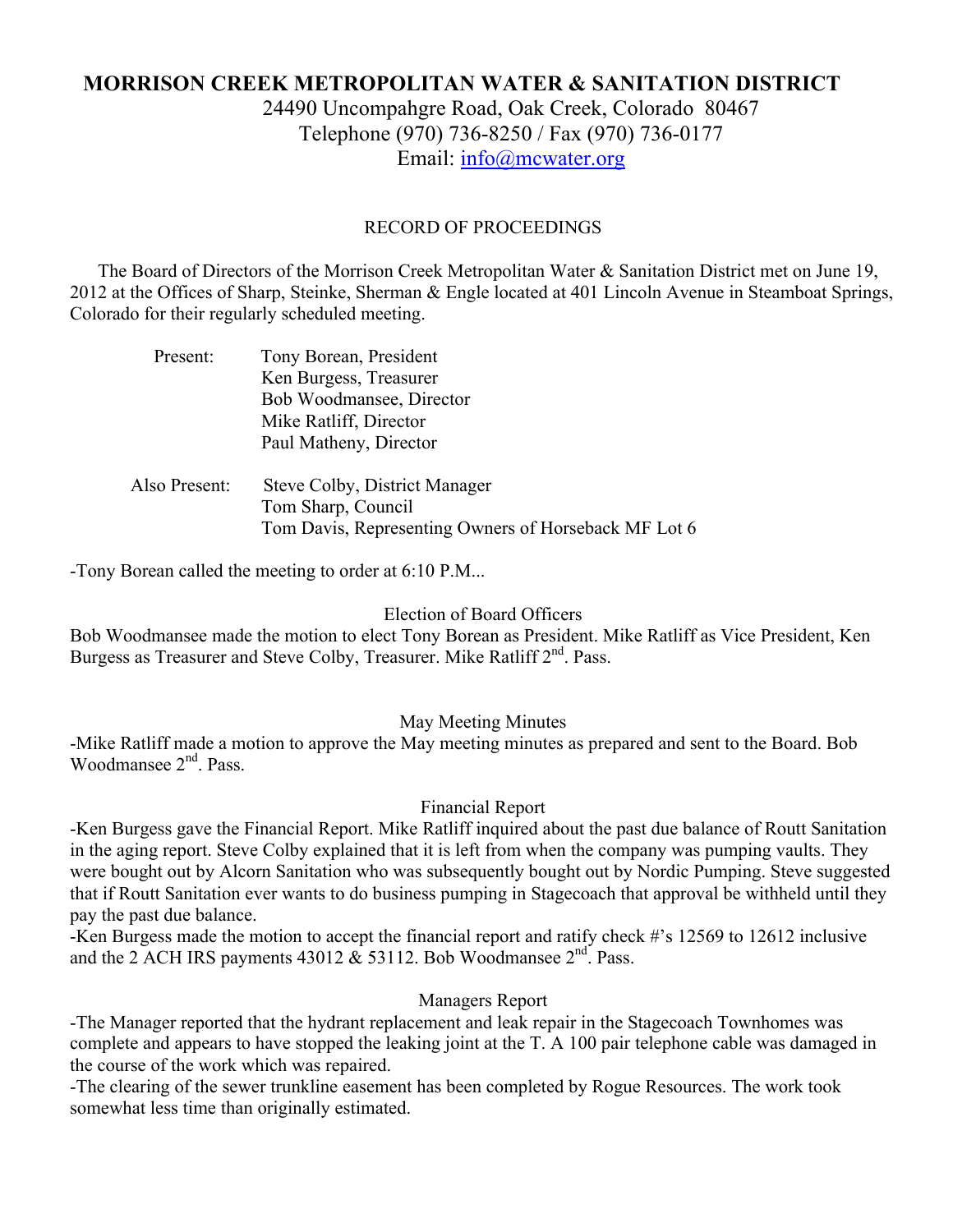# MORRISON CREEK METROPOLITAN WATER & SANITATION DISTRICT

24490 Uncompahgre Road, Oak Creek, Colorado 80467
Telephone (970) 736-8250 / Fax (970) 736-0177
Email: info@mcwater.org

## RECORD OF PROCEEDINGS

The Board of Directors of the Morrison Creek Metropolitan Water & Sanitation District met on June 19, 2012 at the Offices of Sharp, Steinke, Sherman & Engle located at 401 Lincoln Avenue in Steamboat Springs, Colorado for their regularly scheduled meeting.

Present:
- Tony Borean, President
- Ken Burgess, Treasurer
- Bob Woodmansee, Director
- Mike Ratliff, Director
- Paul Matheny, Director

Also Present:
- Steve Colby, District Manager
- Tom Sharp, Council
- Tom Davis, Representing Owners of Horseback MF Lot 6

-Tony Borean called the meeting to order at 6:10 P.M...

### Election of Board Officers

Bob Woodmansee made the motion to elect Tony Borean as President. Mike Ratliff as Vice President, Ken Burgess as Treasurer and Steve Colby, Treasurer. Mike Ratliff 2nd. Pass.

### May Meeting Minutes

-Mike Ratliff made a motion to approve the May meeting minutes as prepared and sent to the Board. Bob Woodmansee 2nd. Pass.

### Financial Report

-Ken Burgess gave the Financial Report. Mike Ratliff inquired about the past due balance of Routt Sanitation in the aging report. Steve Colby explained that it is left from when the company was pumping vaults. They were bought out by Alcorn Sanitation who was subsequently bought out by Nordic Pumping. Steve suggested that if Routt Sanitation ever wants to do business pumping in Stagecoach that approval be withheld until they pay the past due balance.

-Ken Burgess made the motion to accept the financial report and ratify check #'s 12569 to 12612 inclusive and the 2 ACH IRS payments 43012 & 53112. Bob Woodmansee 2nd. Pass.

### Managers Report

-The Manager reported that the hydrant replacement and leak repair in the Stagecoach Townhomes was complete and appears to have stopped the leaking joint at the T. A 100 pair telephone cable was damaged in the course of the work which was repaired.

-The clearing of the sewer trunkline easement has been completed by Rogue Resources. The work took somewhat less time than originally estimated.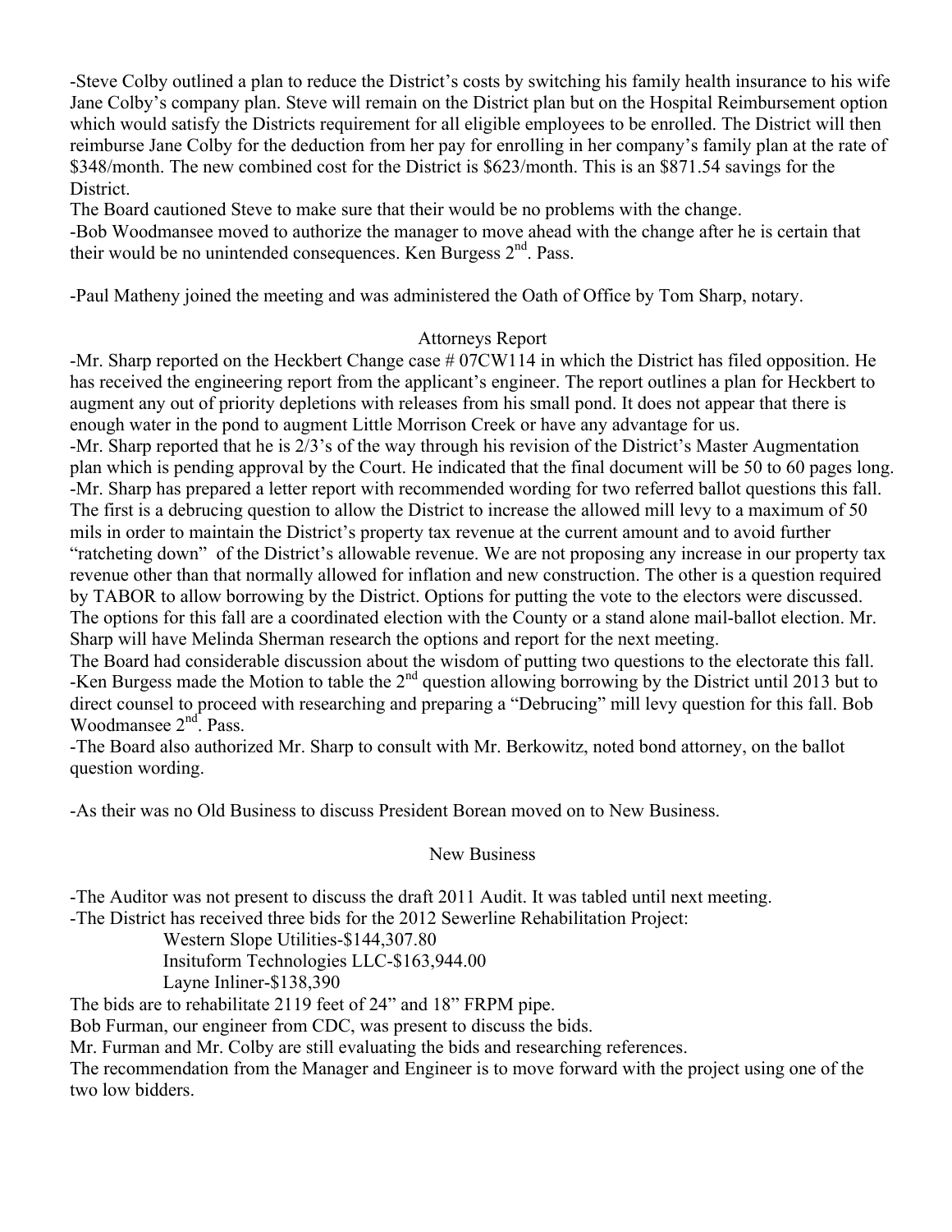-Steve Colby outlined a plan to reduce the District's costs by switching his family health insurance to his wife Jane Colby's company plan. Steve will remain on the District plan but on the Hospital Reimbursement option which would satisfy the Districts requirement for all eligible employees to be enrolled. The District will then reimburse Jane Colby for the deduction from her pay for enrolling in her company's family plan at the rate of $348/month. The new combined cost for the District is $623/month. This is an $871.54 savings for the District.

The Board cautioned Steve to make sure that their would be no problems with the change.

-Bob Woodmansee moved to authorize the manager to move ahead with the change after he is certain that their would be no unintended consequences. Ken Burgess 2nd. Pass.

-Paul Matheny joined the meeting and was administered the Oath of Office by Tom Sharp, notary.

## Attorneys Report

-Mr. Sharp reported on the Heckbert Change case # 07CW114 in which the District has filed opposition. He has received the engineering report from the applicant's engineer. The report outlines a plan for Heckbert to augment any out of priority depletions with releases from his small pond. It does not appear that there is enough water in the pond to augment Little Morrison Creek or have any advantage for us.

-Mr. Sharp reported that he is 2/3's of the way through his revision of the District's Master Augmentation plan which is pending approval by the Court. He indicated that the final document will be 50 to 60 pages long.

-Mr. Sharp has prepared a letter report with recommended wording for two referred ballot questions this fall. The first is a debrucing question to allow the District to increase the allowed mill levy to a maximum of 50 mils in order to maintain the District's property tax revenue at the current amount and to avoid further "ratcheting down" of the District's allowable revenue. We are not proposing any increase in our property tax revenue other than that normally allowed for inflation and new construction. The other is a question required by TABOR to allow borrowing by the District. Options for putting the vote to the electors were discussed. The options for this fall are a coordinated election with the County or a stand alone mail-ballot election. Mr. Sharp will have Melinda Sherman research the options and report for the next meeting.

The Board had considerable discussion about the wisdom of putting two questions to the electorate this fall.

-Ken Burgess made the Motion to table the 2nd question allowing borrowing by the District until 2013 but to direct counsel to proceed with researching and preparing a "Debrucing" mill levy question for this fall. Bob Woodmansee 2nd. Pass.

-The Board also authorized Mr. Sharp to consult with Mr. Berkowitz, noted bond attorney, on the ballot question wording.

-As their was no Old Business to discuss President Borean moved on to New Business.

## New Business

-The Auditor was not present to discuss the draft 2011 Audit. It was tabled until next meeting.

-The District has received three bids for the 2012 Sewerline Rehabilitation Project:

Western Slope Utilities-$144,307.80
Insituform Technologies LLC-$163,944.00
Layne Inliner-$138,390

The bids are to rehabilitate 2119 feet of 24" and 18" FRPM pipe.

Bob Furman, our engineer from CDC, was present to discuss the bids.

Mr. Furman and Mr. Colby are still evaluating the bids and researching references.

The recommendation from the Manager and Engineer is to move forward with the project using one of the two low bidders.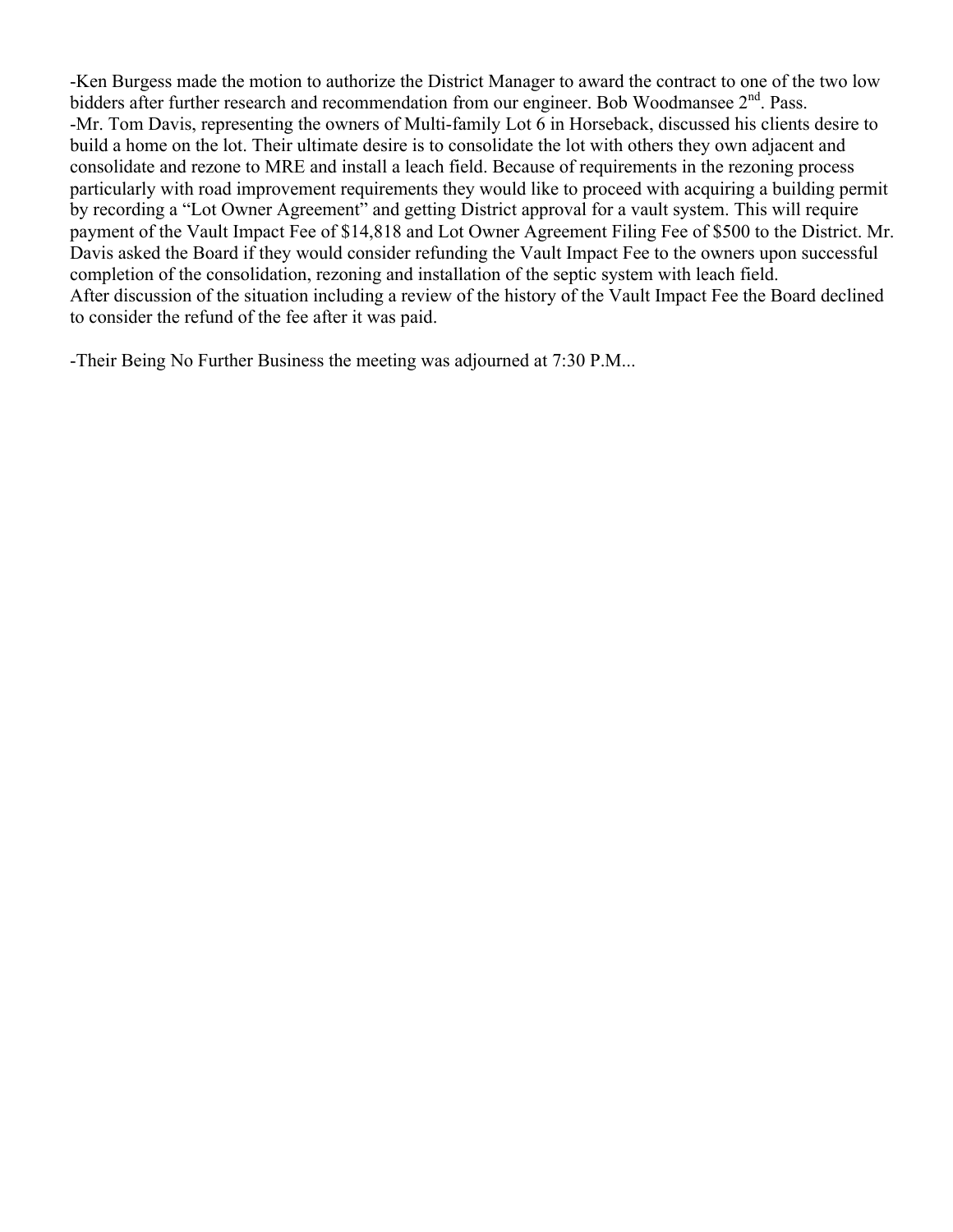-Ken Burgess made the motion to authorize the District Manager to award the contract to one of the two low bidders after further research and recommendation from our engineer. Bob Woodmansee 2nd. Pass.

-Mr. Tom Davis, representing the owners of Multi-family Lot 6 in Horseback, discussed his clients desire to build a home on the lot. Their ultimate desire is to consolidate the lot with others they own adjacent and consolidate and rezone to MRE and install a leach field. Because of requirements in the rezoning process particularly with road improvement requirements they would like to proceed with acquiring a building permit by recording a "Lot Owner Agreement" and getting District approval for a vault system. This will require payment of the Vault Impact Fee of $14,818 and Lot Owner Agreement Filing Fee of $500 to the District. Mr. Davis asked the Board if they would consider refunding the Vault Impact Fee to the owners upon successful completion of the consolidation, rezoning and installation of the septic system with leach field.
After discussion of the situation including a review of the history of the Vault Impact Fee the Board declined to consider the refund of the fee after it was paid.

-Their Being No Further Business the meeting was adjourned at 7:30 P.M...